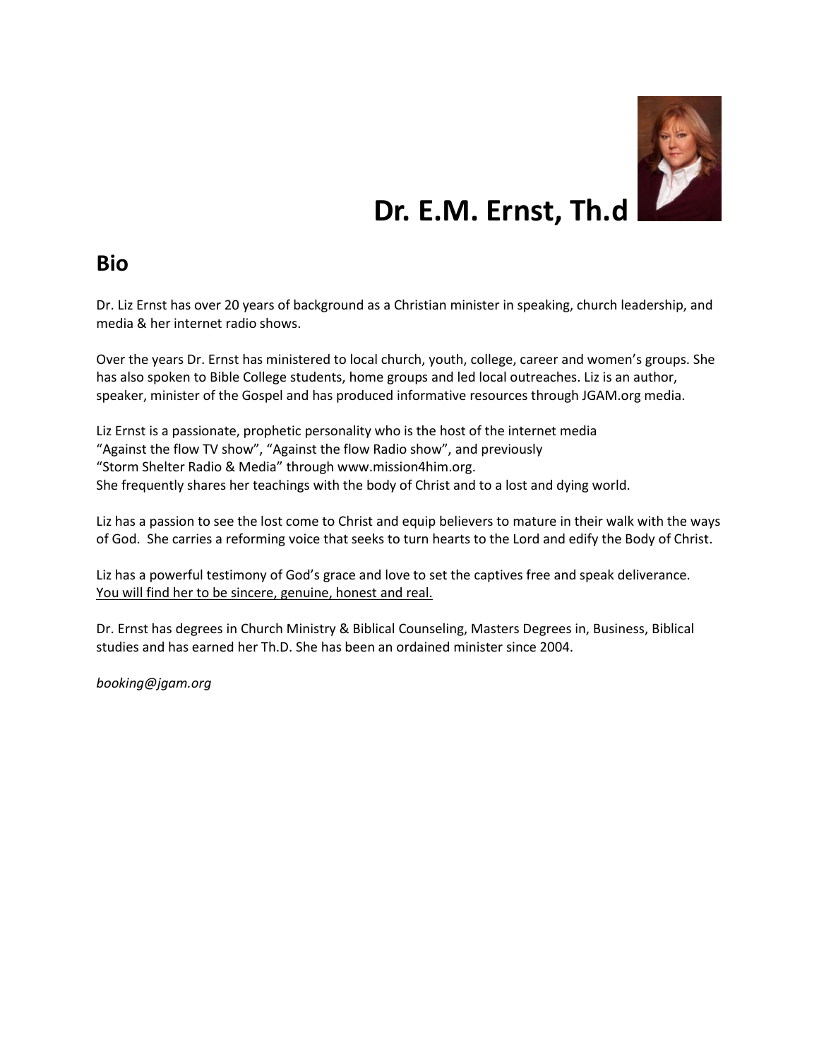# Dr. E.M. Ernst, Th.d

## Bio

Dr. Liz Ernst has over 20 years of background as a Christian minister in speaking, church leadership, and media & her internet radio shows.

Over the years Dr. Ernst has ministered to local church, youth, college, career and women's groups. She has also spoken to Bible College students, home groups and led local outreaches. Liz is an author, speaker, minister of the Gospel and has produced informative resources through JGAM.org media.

Liz Ernst is a passionate, prophetic personality who is the host of the internet media "Against the flow TV show", "Against the flow Radio show", and previously "Storm Shelter Radio & Media" through www.mission4him.org.
She frequently shares her teachings with the body of Christ and to a lost and dying world.

Liz has a passion to see the lost come to Christ and equip believers to mature in their walk with the ways of God. She carries a reforming voice that seeks to turn hearts to the Lord and edify the Body of Christ.

Liz has a powerful testimony of God's grace and love to set the captives free and speak deliverance.
<u>You will find her to be sincere, genuine, honest and real.</u>

Dr. Ernst has degrees in Church Ministry & Biblical Counseling, Masters Degrees in, Business, Biblical studies and has earned her Th.D. She has been an ordained minister since 2004.

*booking@jgam.org*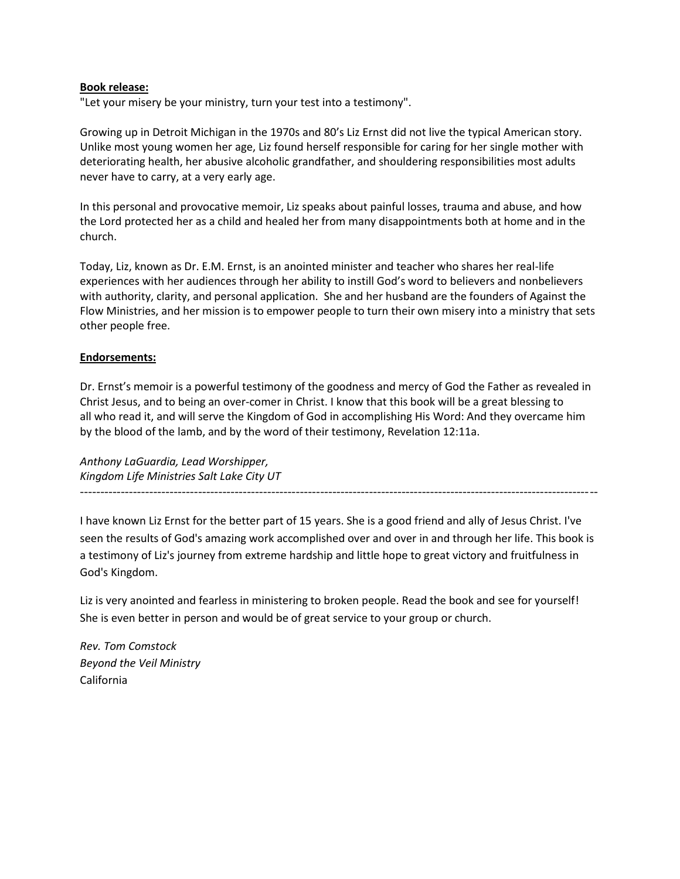**Book release:**

"Let your misery be your ministry, turn your test into a testimony".

Growing up in Detroit Michigan in the 1970s and 80's Liz Ernst did not live the typical American story. Unlike most young women her age, Liz found herself responsible for caring for her single mother with deteriorating health, her abusive alcoholic grandfather, and shouldering responsibilities most adults never have to carry, at a very early age.

In this personal and provocative memoir, Liz speaks about painful losses, trauma and abuse, and how the Lord protected her as a child and healed her from many disappointments both at home and in the church.

Today, Liz, known as Dr. E.M. Ernst, is an anointed minister and teacher who shares her real-life experiences with her audiences through her ability to instill God's word to believers and nonbelievers with authority, clarity, and personal application. She and her husband are the founders of Against the Flow Ministries, and her mission is to empower people to turn their own misery into a ministry that sets other people free.

**Endorsements:**

Dr. Ernst's memoir is a powerful testimony of the goodness and mercy of God the Father as revealed in Christ Jesus, and to being an over-comer in Christ. I know that this book will be a great blessing to all who read it, and will serve the Kingdom of God in accomplishing His Word: And they overcame him by the blood of the lamb, and by the word of their testimony, Revelation 12:11a.

*Anthony LaGuardia, Lead Worshipper,*
*Kingdom Life Ministries Salt Lake City UT*

---

I have known Liz Ernst for the better part of 15 years. She is a good friend and ally of Jesus Christ. I've seen the results of God's amazing work accomplished over and over in and through her life. This book is a testimony of Liz's journey from extreme hardship and little hope to great victory and fruitfulness in God's Kingdom.

Liz is very anointed and fearless in ministering to broken people. Read the book and see for yourself! She is even better in person and would be of great service to your group or church.

*Rev. Tom Comstock*
*Beyond the Veil Ministry*
California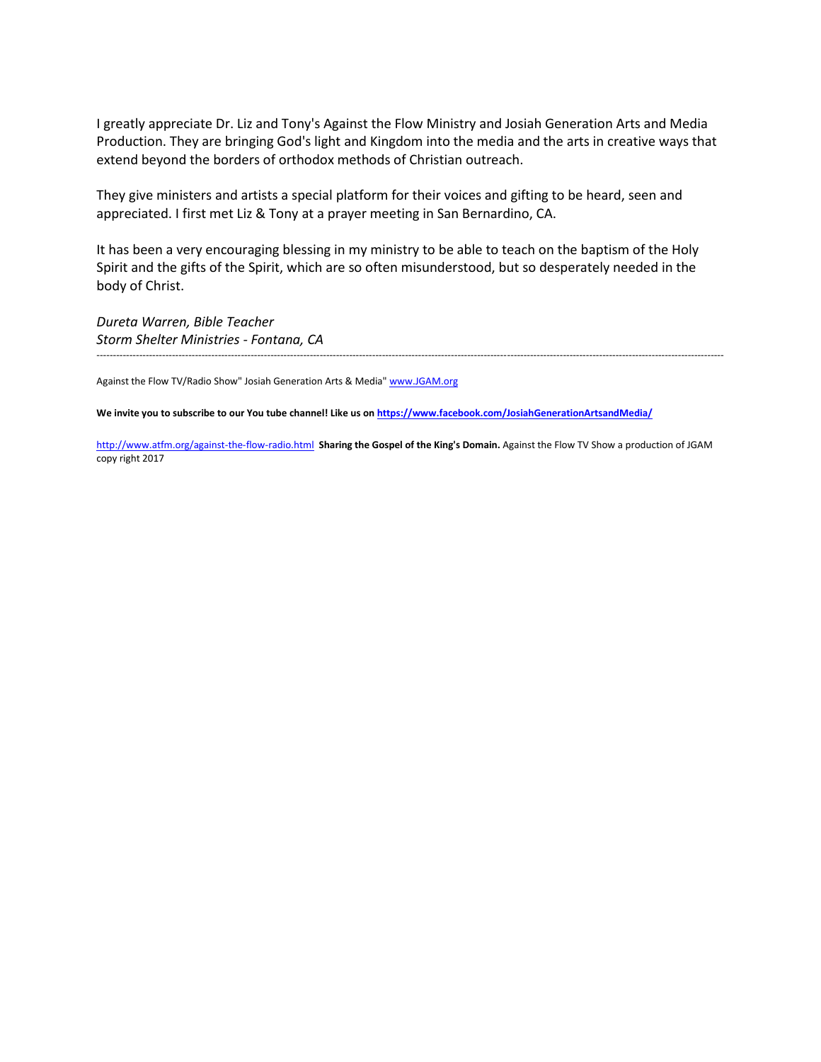I greatly appreciate Dr. Liz and Tony's Against the Flow Ministry and Josiah Generation Arts and Media Production. They are bringing God's light and Kingdom into the media and the arts in creative ways that extend beyond the borders of orthodox methods of Christian outreach.

They give ministers and artists a special platform for their voices and gifting to be heard, seen and appreciated. I first met Liz & Tony at a prayer meeting in San Bernardino, CA.

It has been a very encouraging blessing in my ministry to be able to teach on the baptism of the Holy Spirit and the gifts of the Spirit, which are so often misunderstood, but so desperately needed in the body of Christ.

*Dureta Warren, Bible Teacher*
*Storm Shelter Ministries - Fontana, CA*

---

Against the Flow TV/Radio Show" Josiah Generation Arts & Media" www.JGAM.org

**We invite you to subscribe to our You tube channel! Like us on https://www.facebook.com/JosiahGenerationArtsandMedia/**

http://www.atfm.org/against-the-flow-radio.html **Sharing the Gospel of the King's Domain.** Against the Flow TV Show a production of JGAM copy right 2017